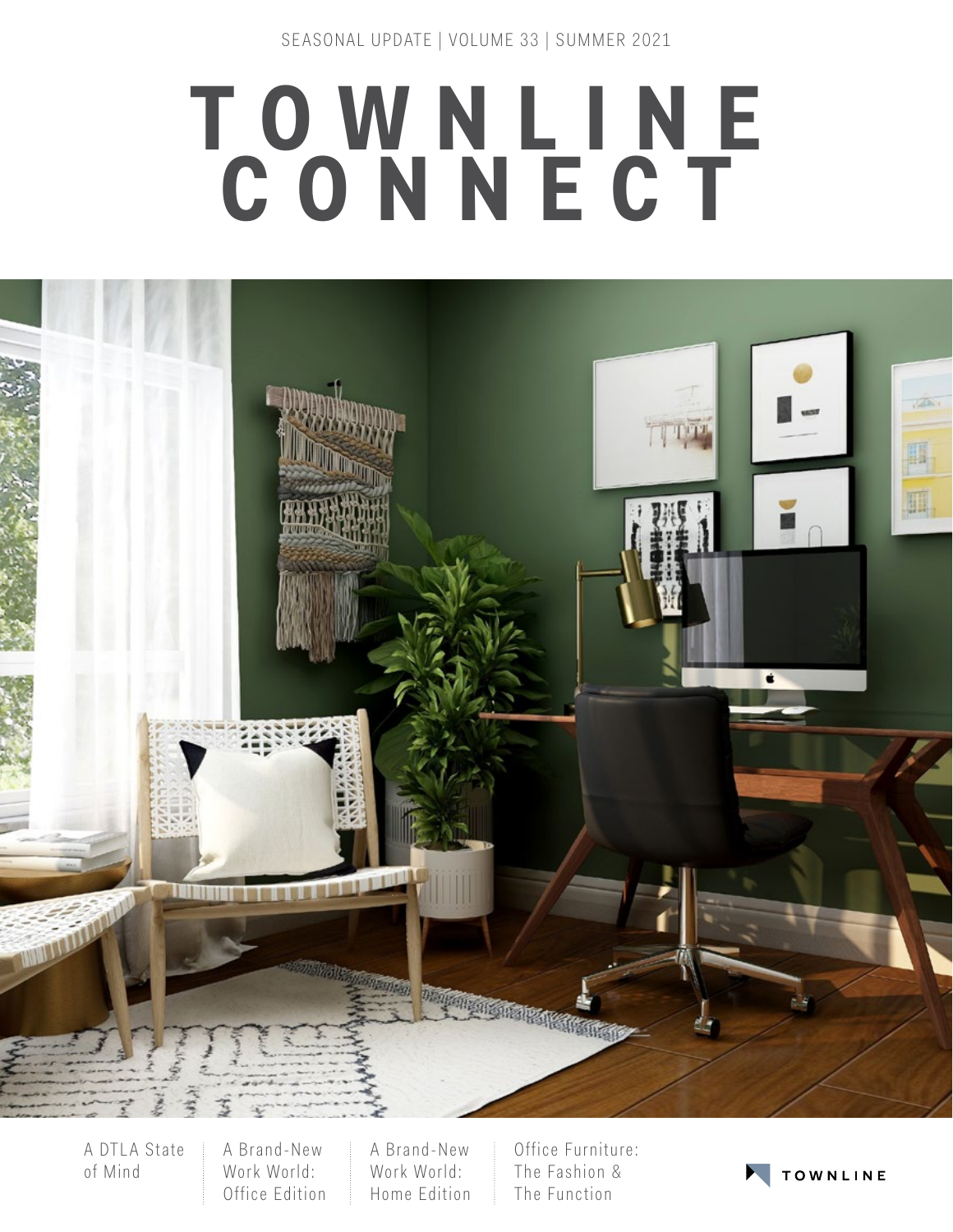SEASONAL UPDATE | VOLUME 33 | SUMMER 2021

# TOWNLINE CONNECT

A DTLA State of Mind

A Brand-New Work World: Office Edition

A Brand-New Work World: Home Edition

Office Furniture: The Fashion & The Function

TOWNLINE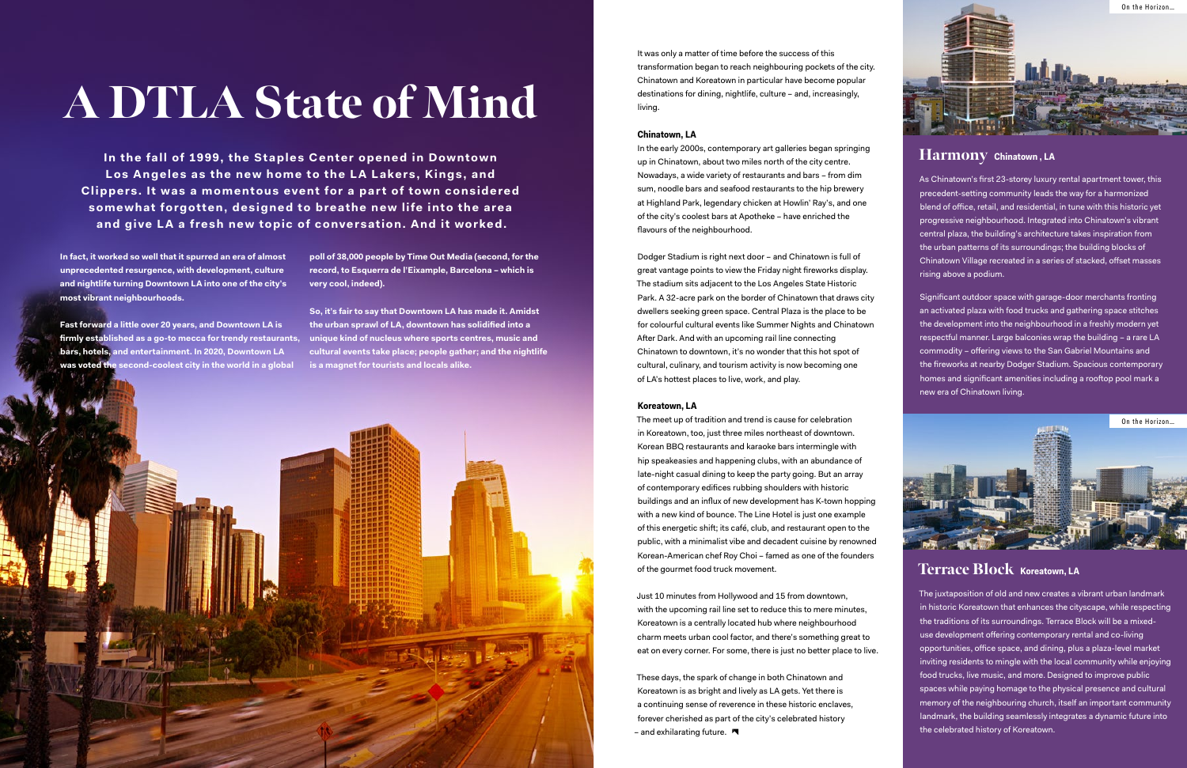# A DTLA State of Mind

**In the fall of 1999, the Staples Center opened in Downtown Los Angeles as the new home to the LA Lakers, Kings, and Clippers. It was a momentous event for a part of town considered somewhat forgotten, designed to breathe new life into the area and give LA a fresh new topic of conversation. And it worked.**

**In fact, it worked so well that it spurred an era of almost unprecedented resurgence, with development, culture and nightlife turning Downtown LA into one of the city's most vibrant neighbourhoods.**

**Fast forward a little over 20 years, and Downtown LA is firmly established as a go-to mecca for trendy restaurants, bars, hotels, and entertainment. In 2020, Downtown LA was voted the second-coolest city in the world in a global poll of 38,000 people by Time Out Media (second, for the record, to Esquerra de l'Eixample, Barcelona – which is very cool, indeed).**

**So, it's fair to say that Downtown LA has made it. Amidst the urban sprawl of LA, downtown has solidified into a unique kind of nucleus where sports centres, music and cultural events take place; people gather; and the nightlife is a magnet for tourists and locals alike.**

It was only a matter of time before the success of this transformation began to reach neighbouring pockets of the city. Chinatown and Koreatown in particular have become popular destinations for dining, nightlife, culture – and, increasingly, living.

### Chinatown, LA

In the early 2000s, contemporary art galleries began springing up in Chinatown, about two miles north of the city centre. Nowadays, a wide variety of restaurants and bars – from dim sum, noodle bars and seafood restaurants to the hip brewery at Highland Park, legendary chicken at Howlin' Ray's, and one of the city's coolest bars at Apotheke – have enriched the flavours of the neighbourhood.

Dodger Stadium is right next door – and Chinatown is full of great vantage points to view the Friday night fireworks display. The stadium sits adjacent to the Los Angeles State Historic Park. A 32-acre park on the border of Chinatown that draws city dwellers seeking green space. Central Plaza is the place to be for colourful cultural events like Summer Nights and Chinatown After Dark. And with an upcoming rail line connecting Chinatown to downtown, it's no wonder that this hot spot of cultural, culinary, and tourism activity is now becoming one of LA's hottest places to live, work, and play.

### Koreatown, LA

The meet up of tradition and trend is cause for celebration in Koreatown, too, just three miles northeast of downtown. Korean BBQ restaurants and karaoke bars intermingle with hip speakeasies and happening clubs, with an abundance of late-night casual dining to keep the party going. But an array of contemporary edifices rubbing shoulders with historic buildings and an influx of new development has K-town hopping with a new kind of bounce. The Line Hotel is just one example of this energetic shift; its café, club, and restaurant open to the public, with a minimalist vibe and decadent cuisine by renowned Korean-American chef Roy Choi – famed as one of the founders of the gourmet food truck movement.

Just 10 minutes from Hollywood and 15 from downtown, with the upcoming rail line set to reduce this to mere minutes, Koreatown is a centrally located hub where neighbourhood charm meets urban cool factor, and there's something great to eat on every corner. For some, there is just no better place to live.

These days, the spark of change in both Chinatown and Koreatown is as bright and lively as LA gets. Yet there is a continuing sense of reverence in these historic enclaves, forever cherished as part of the city's celebrated history – and exhilarating future.

On the Horizon...

## Harmony Chinatown, LA

As Chinatown's first 23-storey luxury rental apartment tower, this precedent-setting community leads the way for a harmonized blend of office, retail, and residential, in tune with this historic yet progressive neighbourhood. Integrated into Chinatown's vibrant central plaza, the building's architecture takes inspiration from the urban patterns of its surroundings; the building blocks of Chinatown Village recreated in a series of stacked, offset masses rising above a podium.

Significant outdoor space with garage-door merchants fronting an activated plaza with food trucks and gathering space stitches the development into the neighbourhood in a freshly modern yet respectful manner. Large balconies wrap the building – a rare LA commodity – offering views to the San Gabriel Mountains and the fireworks at nearby Dodger Stadium. Spacious contemporary homes and significant amenities including a rooftop pool mark a new era of Chinatown living.

On the Horizon...

## Terrace Block Koreatown, LA

The juxtaposition of old and new creates a vibrant urban landmark in historic Koreatown that enhances the cityscape, while respecting the traditions of its surroundings. Terrace Block will be a mixed-use development offering contemporary rental and co-living opportunities, office space, and dining, plus a plaza-level market inviting residents to mingle with the local community while enjoying food trucks, live music, and more. Designed to improve public spaces while paying homage to the physical presence and cultural memory of the neighbouring church, itself an important community landmark, the building seamlessly integrates a dynamic future into the celebrated history of Koreatown.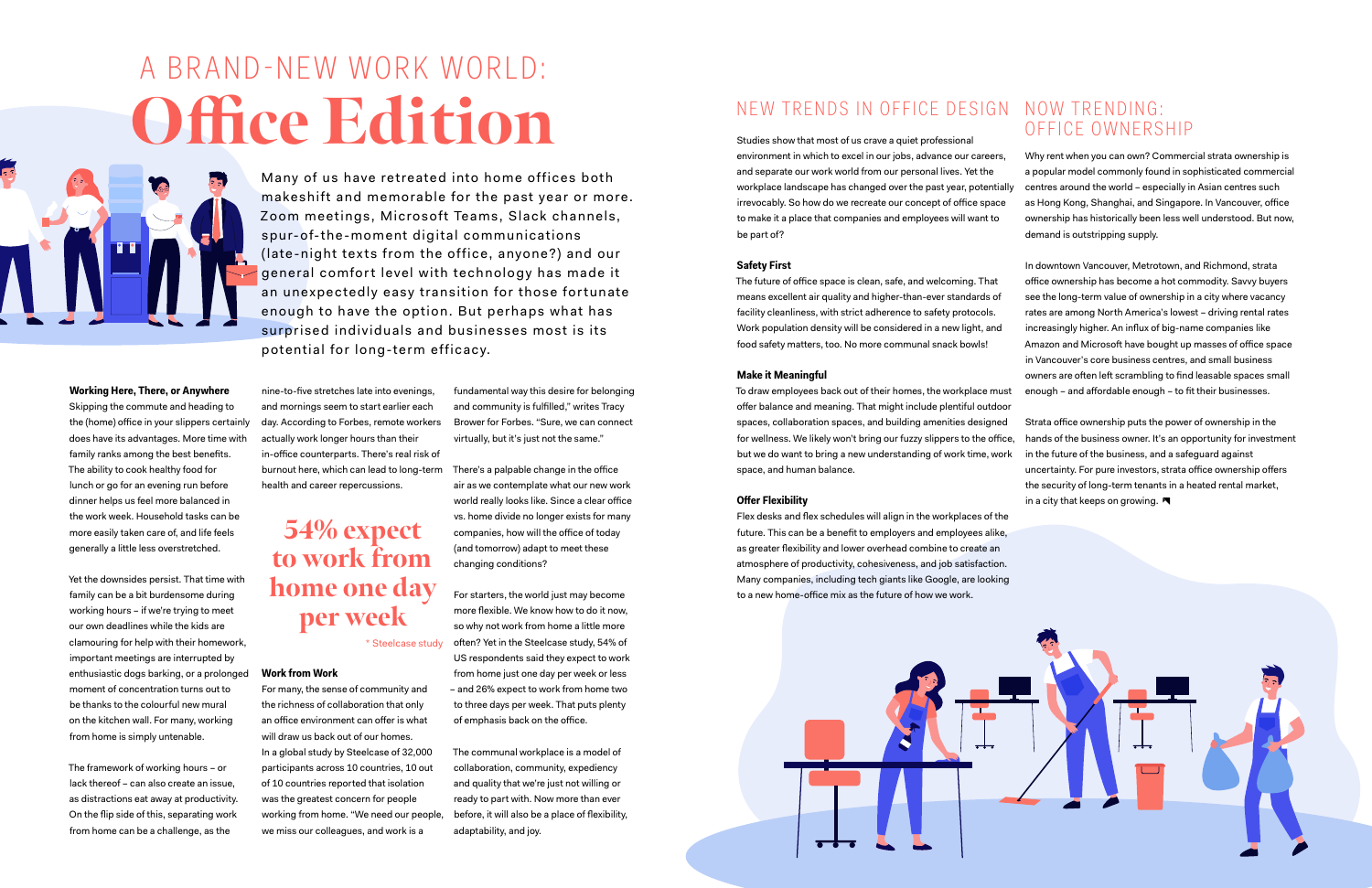# A BRAND-NEW WORK WORLD: Office Edition

Many of us have retreated into home offices both makeshift and memorable for the past year or more. Zoom meetings, Microsoft Teams, Slack channels, spur-of-the-moment digital communications (late-night texts from the office, anyone?) and our general comfort level with technology has made it an unexpectedly easy transition for those fortunate enough to have the option. But perhaps what has surprised individuals and businesses most is its potential for long-term efficacy.

**Working Here, There, or Anywhere**

Skipping the commute and heading to the (home) office in your slippers certainly does have its advantages. More time with family ranks among the best benefits. The ability to cook healthy food for lunch or go for an evening run before dinner helps us feel more balanced in the work week. Household tasks can be more easily taken care of, and life feels generally a little less overstretched.

Yet the downsides persist. That time with family can be a bit burdensome during working hours – if we're trying to meet our own deadlines while the kids are clamouring for help with their homework, important meetings are interrupted by enthusiastic dogs barking, or a prolonged moment of concentration turns out to be thanks to the colourful new mural on the kitchen wall. For many, working from home is simply untenable.

The framework of working hours – or lack thereof – can also create an issue, as distractions eat away at productivity. On the flip side of this, separating work from home can be a challenge, as the nine-to-five stretches late into evenings, and mornings seem to start earlier each day. According to Forbes, remote workers actually work longer hours than their in-office counterparts. There's real risk of burnout here, which can lead to long-term health and career repercussions.

> **54% expect to work from home one day per week**
>
> * Steelcase study

**Work from Work**

For many, the sense of community and the richness of collaboration that only an office environment can offer is what will draw us back out of our homes. In a global study by Steelcase of 32,000 participants across 10 countries, 10 out of 10 countries reported that isolation was the greatest concern for people working from home. "We need our people, we miss our colleagues, and work is a fundamental way this desire for belonging and community is fulfilled," writes Tracy Brower for Forbes. "Sure, we can connect virtually, but it's just not the same."

There's a palpable change in the office air as we contemplate what our new work world really looks like. Since a clear office vs. home divide no longer exists for many companies, how will the office of today (and tomorrow) adapt to meet these changing conditions?

For starters, the world just may become more flexible. We know how to do it now, so why not work from home a little more often? Yet in the Steelcase study, 54% of US respondents said they expect to work from home just one day per week or less – and 26% expect to work from home two to three days per week. That puts plenty of emphasis back on the office.

The communal workplace is a model of collaboration, community, expediency and quality that we're just not willing or ready to part with. Now more than ever before, it will also be a place of flexibility, adaptability, and joy.

## NEW TRENDS IN OFFICE DESIGN

Studies show that most of us crave a quiet professional environment in which to excel in our jobs, advance our careers, and separate our work world from our personal lives. Yet the workplace landscape has changed over the past year, potentially irrevocably. So how do we recreate our concept of office space to make it a place that companies and employees will want to be part of?

**Safety First**

The future of office space is clean, safe, and welcoming. That means excellent air quality and higher-than-ever standards of facility cleanliness, with strict adherence to safety protocols. Work population density will be considered in a new light, and food safety matters, too. No more communal snack bowls!

**Make it Meaningful**

To draw employees back out of their homes, the workplace must offer balance and meaning. That might include plentiful outdoor spaces, collaboration spaces, and building amenities designed for wellness. We likely won't bring our fuzzy slippers to the office, but we do want to bring a new understanding of work time, work space, and human balance.

**Offer Flexibility**

Flex desks and flex schedules will align in the workplaces of the future. This can be a benefit to employers and employees alike, as greater flexibility and lower overhead combine to create an atmosphere of productivity, cohesiveness, and job satisfaction. Many companies, including tech giants like Google, are looking to a new home-office mix as the future of how we work.

## NOW TRENDING: OFFICE OWNERSHIP

Why rent when you can own? Commercial strata ownership is a popular model commonly found in sophisticated commercial centres around the world – especially in Asian centres such as Hong Kong, Shanghai, and Singapore. In Vancouver, office ownership has historically been less well understood. But now, demand is outstripping supply.

In downtown Vancouver, Metrotown, and Richmond, strata office ownership has become a hot commodity. Savvy buyers see the long-term value of ownership in a city where vacancy rates are among North America's lowest – driving rental rates increasingly higher. An influx of big-name companies like Amazon and Microsoft have bought up masses of office space in Vancouver's core business centres, and small business owners are often left scrambling to find leasable spaces small enough – and affordable enough – to fit their businesses.

Strata office ownership puts the power of ownership in the hands of the business owner. It's an opportunity for investment in the future of the business, and a safeguard against uncertainty. For pure investors, strata office ownership offers the security of long-term tenants in a heated rental market, in a city that keeps on growing.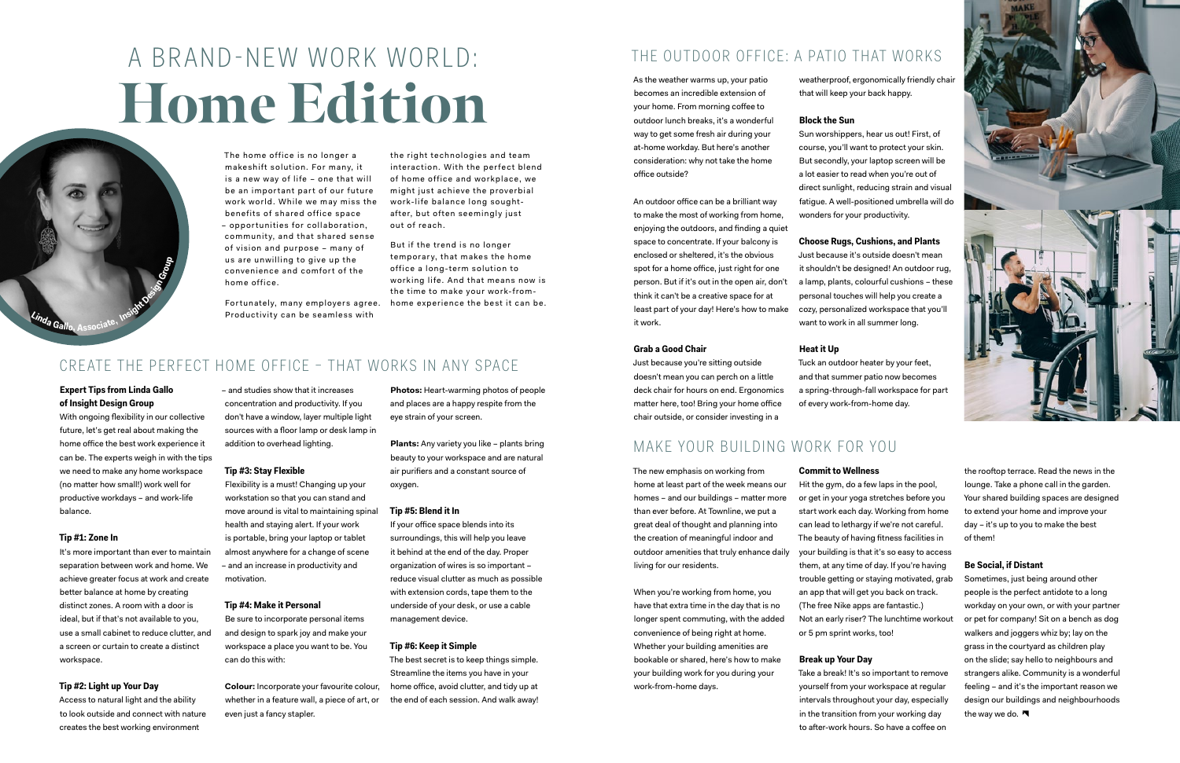# A BRAND-NEW WORK WORLD: Home Edition

Linda Gallo, Associate, Insight Design Group

The home office is no longer a makeshift solution. For many, it is a new way of life – one that will be an important part of our future work world. While we may miss the benefits of shared office space – opportunities for collaboration, community, and that shared sense of vision and purpose – many of us are unwilling to give up the convenience and comfort of the home office.

Fortunately, many employers agree. Productivity can be seamless with the right technologies and team interaction. With the perfect blend of home office and workplace, we might just achieve the proverbial work-life balance long sought-after, but often seemingly just out of reach.

But if the trend is no longer temporary, that makes the home office a long-term solution to working life. And that means now is the time to make your work-from-home experience the best it can be.

## CREATE THE PERFECT HOME OFFICE – THAT WORKS IN ANY SPACE

**Expert Tips from Linda Gallo of Insight Design Group**

With ongoing flexibility in our collective future, let's get real about making the home office the best work experience it can be. The experts weigh in with the tips we need to make any home workspace (no matter how small!) work well for productive workdays – and work-life balance.

**Tip #1: Zone In**

It's more important than ever to maintain separation between work and home. We achieve greater focus at work and create better balance at home by creating distinct zones. A room with a door is ideal, but if that's not available to you, use a small cabinet to reduce clutter, and a screen or curtain to create a distinct workspace.

**Tip #2: Light up Your Day**

Access to natural light and the ability to look outside and connect with nature creates the best working environment – and studies show that it increases concentration and productivity. If you don't have a window, layer multiple light sources with a floor lamp or desk lamp in addition to overhead lighting.

**Tip #3: Stay Flexible**

Flexibility is a must! Changing up your workstation so that you can stand and move around is vital to maintaining spinal health and staying alert. If your work is portable, bring your laptop or tablet almost anywhere for a change of scene – and an increase in productivity and motivation.

**Tip #4: Make it Personal**

Be sure to incorporate personal items and design to spark joy and make your workspace a place you want to be. You can do this with:

**Colour:** Incorporate your favourite colour, whether in a feature wall, a piece of art, or even just a fancy stapler.

**Photos:** Heart-warming photos of people and places are a happy respite from the eye strain of your screen.

**Plants:** Any variety you like – plants bring beauty to your workspace and are natural air purifiers and a constant source of oxygen.

**Tip #5: Blend it In**

If your office space blends into its surroundings, this will help you leave it behind at the end of the day. Proper organization of wires is so important – reduce visual clutter as much as possible with extension cords, tape them to the underside of your desk, or use a cable management device.

**Tip #6: Keep it Simple**

The best secret is to keep things simple. Streamline the items you have in your home office, avoid clutter, and tidy up at the end of each session. And walk away!

## THE OUTDOOR OFFICE: A PATIO THAT WORKS

As the weather warms up, your patio becomes an incredible extension of your home. From morning coffee to outdoor lunch breaks, it's a wonderful way to get some fresh air during your at-home workday. But here's another consideration: why not take the home office outside?

An outdoor office can be a brilliant way to make the most of working from home, enjoying the outdoors, and finding a quiet space to concentrate. If your balcony is enclosed or sheltered, it's the obvious spot for a home office, just right for one person. But if it's out in the open air, don't think it can't be a creative space for at least part of your day! Here's how to make it work.

**Grab a Good Chair**

Just because you're sitting outside doesn't mean you can perch on a little deck chair for hours on end. Ergonomics matter here, too! Bring your home office chair outside, or consider investing in a weatherproof, ergonomically friendly chair that will keep your back happy.

**Block the Sun**

Sun worshippers, hear us out! First, of course, you'll want to protect your skin. But secondly, your laptop screen will be a lot easier to read when you're out of direct sunlight, reducing strain and visual fatigue. A well-positioned umbrella will do wonders for your productivity.

**Choose Rugs, Cushions, and Plants**

Just because it's outside doesn't mean it shouldn't be designed! An outdoor rug, a lamp, plants, colourful cushions – these personal touches will help you create a cozy, personalized workspace that you'll want to work in all summer long.

**Heat it Up**

Tuck an outdoor heater by your feet, and that summer patio now becomes a spring-through-fall workspace for part of every work-from-home day.

## MAKE YOUR BUILDING WORK FOR YOU

The new emphasis on working from home at least part of the week means our homes – and our buildings – matter more than ever before. At Townline, we put a great deal of thought and planning into the creation of meaningful indoor and outdoor amenities that truly enhance daily living for our residents.

When you're working from home, you have that extra time in the day that is no longer spent commuting, with the added convenience of being right at home. Whether your building amenities are bookable or shared, here's how to make your building work for you during your work-from-home days.

**Commit to Wellness**

Hit the gym, do a few laps in the pool, or get in your yoga stretches before you start work each day. Working from home can lead to lethargy if we're not careful. The beauty of having fitness facilities in your building is that it's so easy to access them, at any time of day. If you're having trouble getting or staying motivated, grab an app that will get you back on track. (The free Nike apps are fantastic.) Not an early riser? The lunchtime workout or 5 pm sprint works, too!

**Break up Your Day**

Take a break! It's so important to remove yourself from your workspace at regular intervals throughout your day, especially in the transition from your working day to after-work hours. So have a coffee on the rooftop terrace. Read the news in the lounge. Take a phone call in the garden. Your shared building spaces are designed to extend your home and improve your day – it's up to you to make the best of them!

**Be Social, if Distant**

Sometimes, just being around other people is the perfect antidote to a long workday on your own, or with your partner or pet for company! Sit on a bench as dog walkers and joggers whiz by; lay on the grass in the courtyard as children play on the slide; say hello to neighbours and strangers alike. Community is a wonderful feeling – and it's the important reason we design our buildings and neighbourhoods the way we do.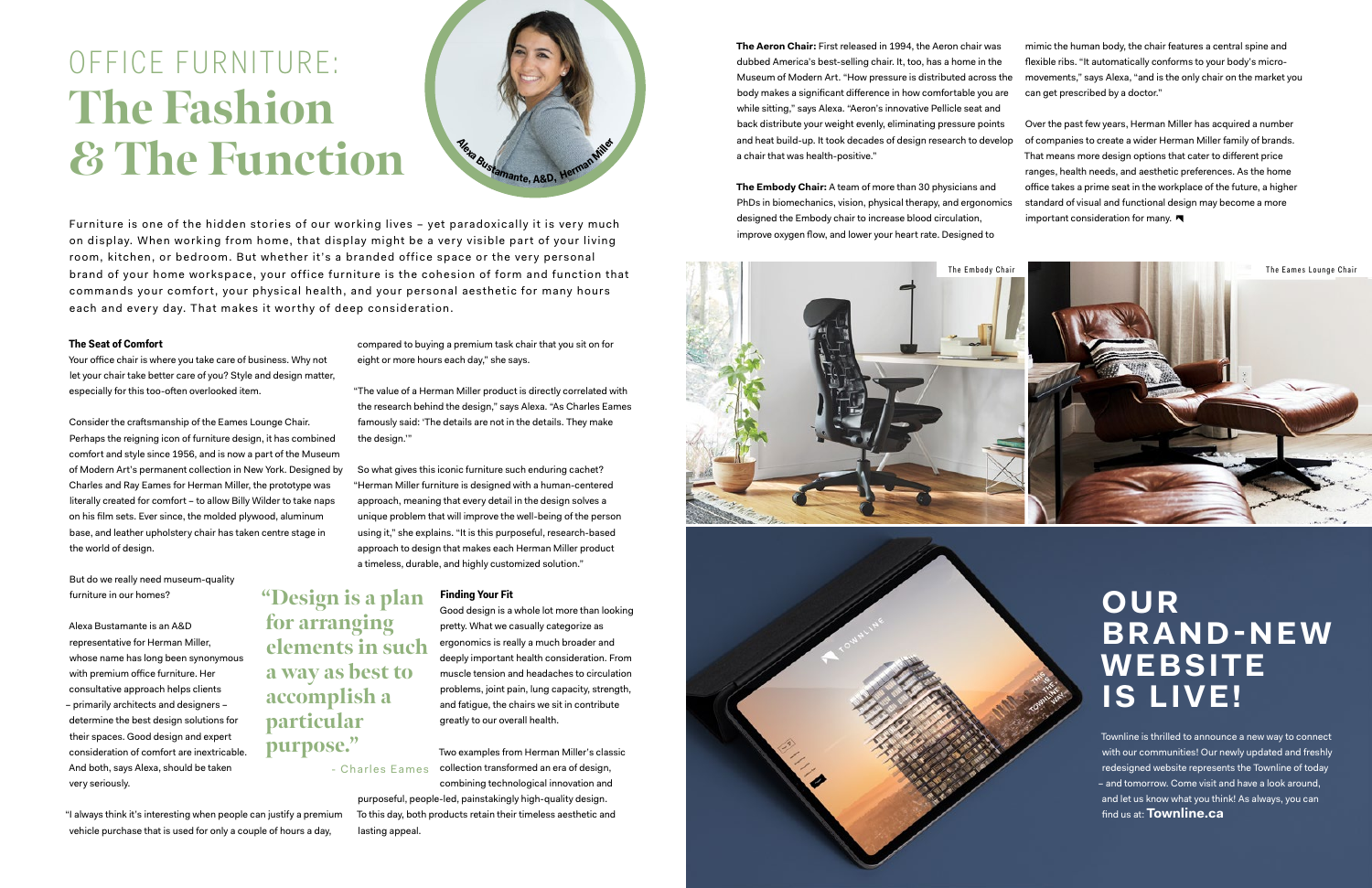# OFFICE FURNITURE: The Fashion & The Function

Alexa Bustamante, A&D, Herman Miller

Furniture is one of the hidden stories of our working lives – yet paradoxically it is very much on display. When working from home, that display might be a very visible part of your living room, kitchen, or bedroom. But whether it's a branded office space or the very personal brand of your home workspace, your office furniture is the cohesion of form and function that commands your comfort, your physical health, and your personal aesthetic for many hours each and every day. That makes it worthy of deep consideration.

### The Seat of Comfort

Your office chair is where you take care of business. Why not let your chair take better care of you? Style and design matter, especially for this too-often overlooked item.

Consider the craftsmanship of the Eames Lounge Chair. Perhaps the reigning icon of furniture design, it has combined comfort and style since 1956, and is now a part of the Museum of Modern Art's permanent collection in New York. Designed by Charles and Ray Eames for Herman Miller, the prototype was literally created for comfort – to allow Billy Wilder to take naps on his film sets. Ever since, the molded plywood, aluminum base, and leather upholstery chair has taken centre stage in the world of design.

But do we really need museum-quality furniture in our homes?

Alexa Bustamante is an A&D representative for Herman Miller, whose name has long been synonymous with premium office furniture. Her consultative approach helps clients – primarily architects and designers – determine the best design solutions for their spaces. Good design and expert consideration of comfort are inextricable. And both, says Alexa, should be taken very seriously.

"I always think it's interesting when people can justify a premium vehicle purchase that is used for only a couple of hours a day, compared to buying a premium task chair that you sit on for eight or more hours each day," she says.

"The value of a Herman Miller product is directly correlated with the research behind the design," says Alexa. "As Charles Eames famously said: 'The details are not in the details. They make the design.'"

So what gives this iconic furniture such enduring cachet? "Herman Miller furniture is designed with a human-centered approach, meaning that every detail in the design solves a unique problem that will improve the well-being of the person using it," she explains. "It is this purposeful, research-based approach to design that makes each Herman Miller product a timeless, durable, and highly customized solution."

> "Design is a plan for arranging elements in such a way as best to accomplish a particular purpose."
>
> \- Charles Eames

### Finding Your Fit

Good design is a whole lot more than looking pretty. What we casually categorize as ergonomics is really a much broader and deeply important health consideration. From muscle tension and headaches to circulation problems, joint pain, lung capacity, strength, and fatigue, the chairs we sit in contribute greatly to our overall health.

Two examples from Herman Miller's classic collection transformed an era of design, combining technological innovation and purposeful, people-led, painstakingly high-quality design. To this day, both products retain their timeless aesthetic and lasting appeal.

**The Aeron Chair:** First released in 1994, the Aeron chair was dubbed America's best-selling chair. It, too, has a home in the Museum of Modern Art. "How pressure is distributed across the body makes a significant difference in how comfortable you are while sitting," says Alexa. "Aeron's innovative Pellicle seat and back distribute your weight evenly, eliminating pressure points and heat build-up. It took decades of design research to develop a chair that was health-positive."

**The Embody Chair:** A team of more than 30 physicians and PhDs in biomechanics, vision, physical therapy, and ergonomics designed the Embody chair to increase blood circulation, improve oxygen flow, and lower your heart rate. Designed to mimic the human body, the chair features a central spine and flexible ribs. "It automatically conforms to your body's micro-movements," says Alexa, "and is the only chair on the market you can get prescribed by a doctor."

Over the past few years, Herman Miller has acquired a number of companies to create a wider Herman Miller family of brands. That means more design options that cater to different price ranges, health needs, and aesthetic preferences. As the home office takes a prime seat in the workplace of the future, a higher standard of visual and functional design may become a more important consideration for many.

The Embody Chair

The Eames Lounge Chair

## OUR BRAND-NEW WEBSITE IS LIVE!

Townline is thrilled to announce a new way to connect with our communities! Our newly updated and freshly redesigned website represents the Townline of today – and tomorrow. Come visit and have a look around, and let us know what you think! As always, you can find us at: **Townline.ca**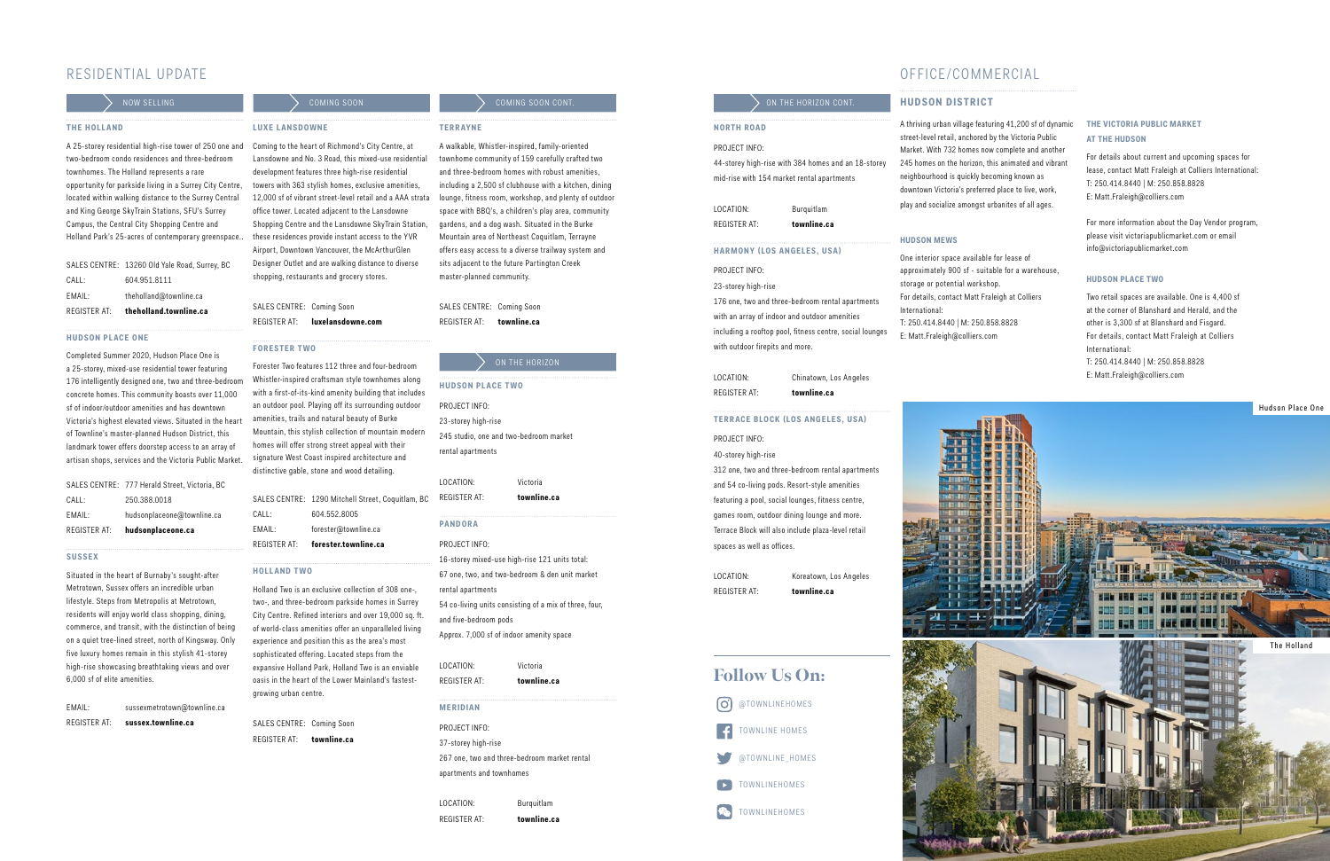# RESIDENTIAL UPDATE

## NOW SELLING

### THE HOLLAND

A 25-storey residential high-rise tower of 250 one and two-bedroom condo residences and three-bedroom townhomes. The Holland represents a rare opportunity for parkside living in a Surrey City Centre, located within walking distance to the Surrey Central and King George SkyTrain Stations, SFU's Surrey Campus, the Central City Shopping Centre and Holland Park's 25-acres of contemporary greenspace..

| | |
|---|---|
| SALES CENTRE: | 13260 Old Yale Road, Surrey, BC |
| CALL: | 604.951.8111 |
| EMAIL: | theholland@townline.ca |
| REGISTER AT: | **theholland.townline.ca** |

### HUDSON PLACE ONE

Completed Summer 2020, Hudson Place One is a 25-storey, mixed-use residential tower featuring 176 intelligently designed one, two and three-bedroom concrete homes. This community boasts over 11,000 sf of indoor/outdoor amenities and has downtown Victoria's highest elevated views. Situated in the heart of Townline's master-planned Hudson District, this landmark tower offers doorstep access to an array of artisan shops, services and the Victoria Public Market.

| | |
|---|---|
| SALES CENTRE: | 777 Herald Street, Victoria, BC |
| CALL: | 250.388.0018 |
| EMAIL: | hudsonplaceone@townline.ca |
| REGISTER AT: | **hudsonplaceone.ca** |

### SUSSEX

Situated in the heart of Burnaby's sought-after Metrotown, Sussex offers an incredible urban lifestyle. Steps from Metropolis at Metrotown, residents will enjoy world class shopping, dining, commerce, and transit, with the distinction of being on a quiet tree-lined street, north of Kingsway. Only five luxury homes remain in this stylish 41-storey high-rise showcasing breathtaking views and over 6,000 sf of elite amenities.

| | |
|---|---|
| EMAIL: | sussexmetrotown@townline.ca |
| REGISTER AT: | **sussex.townline.ca** |

## COMING SOON

### LUXE LANSDOWNE

Coming to the heart of Richmond's City Centre, at Lansdowne and No. 3 Road, this mixed-use residential development features three high-rise residential towers with 363 stylish homes, exclusive amenities, 12,000 sf of vibrant street-level retail and a AAA strata office tower. Located adjacent to the Lansdowne Shopping Centre and the Lansdowne SkyTrain Station, these residences provide instant access to the YVR Airport, Downtown Vancouver, the McArthurGlen Designer Outlet and are walking distance to diverse shopping, restaurants and grocery stores.

| | |
|---|---|
| SALES CENTRE: | Coming Soon |
| REGISTER AT: | **luxelansdowne.com** |

### FORESTER TWO

Forester Two features 112 three and four-bedroom Whistler-inspired craftsman style townhomes along with a first-of-its-kind amenity building that includes an outdoor pool. Playing off its surrounding outdoor amenities, trails and natural beauty of Burke Mountain, this stylish collection of mountain modern homes will offer strong street appeal with their signature West Coast inspired architecture and distinctive gable, stone and wood detailing.

| | |
|---|---|
| SALES CENTRE: | 1290 Mitchell Street, Coquitlam, BC |
| CALL: | 604.552.8005 |
| EMAIL: | forester@townline.ca |
| REGISTER AT: | **forester.townline.ca** |

### HOLLAND TWO

Holland Two is an exclusive collection of 308 one-, two-, and three-bedroom parkside homes in Surrey City Centre. Refined interiors and over 19,000 sq. ft. of world-class amenities offer an unparalleled living experience and position this as the area's most sophisticated offering. Located steps from the expansive Holland Park, Holland Two is an enviable oasis in the heart of the Lower Mainland's fastest-growing urban centre.

| | |
|---|---|
| SALES CENTRE: | Coming Soon |
| REGISTER AT: | **townline.ca** |

## COMING SOON CONT.

### TERRAYNE

A walkable, Whistler-inspired, family-oriented townhome community of 159 carefully crafted two and three-bedroom homes with robust amenities, including a 2,500 sf clubhouse with a kitchen, dining lounge, fitness room, workshop, and plenty of outdoor space with BBQ's, a children's play area, community gardens, and a dog wash. Situated in the Burke Mountain area of Northeast Coquitlam, Terrayne offers easy access to a diverse trailway system and sits adjacent to the future Partington Creek master-planned community.

| | |
|---|---|
| SALES CENTRE: | Coming Soon |
| REGISTER AT: | **townline.ca** |

## ON THE HORIZON

### HUDSON PLACE TWO

PROJECT INFO:

23-storey high-rise

245 studio, one and two-bedroom market rental apartments

| | |
|---|---|
| LOCATION: | Victoria |
| REGISTER AT: | **townline.ca** |

### PANDORA

PROJECT INFO:

16-storey mixed-use high-rise 121 units total:

67 one, two, and two-bedroom & den unit market rental apartments

54 co-living units consisting of a mix of three, four, and five-bedroom pods

Approx. 7,000 sf of indoor amenity space

| | |
|---|---|
| LOCATION: | Victoria |
| REGISTER AT: | **townline.ca** |

### MERIDIAN

PROJECT INFO:

37-storey high-rise

267 one, two and three-bedroom market rental apartments and townhomes

| | |
|---|---|
| LOCATION: | Burquitlam |
| REGISTER AT: | **townline.ca** |

## ON THE HORIZON CONT.

### NORTH ROAD

PROJECT INFO:

44-storey high-rise with 384 homes and an 18-storey mid-rise with 154 market rental apartments

| | |
|---|---|
| LOCATION: | Burquitlam |
| REGISTER AT: | **townline.ca** |

### HARMONY (LOS ANGELES, USA)

PROJECT INFO:

23-storey high-rise

176 one, two and three-bedroom rental apartments with an array of indoor and outdoor amenities including a rooftop pool, fitness centre, social lounges with outdoor firepits and more.

| | |
|---|---|
| LOCATION: | Chinatown, Los Angeles |
| REGISTER AT: | **townline.ca** |

### TERRACE BLOCK (LOS ANGELES, USA)

PROJECT INFO:

40-storey high-rise

312 one, two and three-bedroom rental apartments and 54 co-living pods. Resort-style amenities featuring a pool, social lounges, fitness centre, games room, outdoor dining lounge and more. Terrace Block will also include plaza-level retail spaces as well as offices.

| | |
|---|---|
| LOCATION: | Koreatown, Los Angeles |
| REGISTER AT: | **townline.ca** |

## Follow Us On:

- @TOWNLINEHOMES
- TOWNLINE HOMES
- @TOWNLINE_HOMES
- TOWNLINEHOMES
- TOWNLINEHOMES

# OFFICE/COMMERCIAL

## HUDSON DISTRICT

A thriving urban village featuring 41,200 sf of dynamic street-level retail, anchored by the Victoria Public Market. With 732 homes now complete and another 245 homes on the horizon, this animated and vibrant neighbourhood is quickly becoming known as downtown Victoria's preferred place to live, work, play and socialize amongst urbanites of all ages.

### HUDSON MEWS

One interior space available for lease of approximately 900 sf - suitable for a warehouse, storage or potential workshop.

For details, contact Matt Fraleigh at Colliers International:

T: 250.414.8440 | M: 250.858.8828

E: Matt.Fraleigh@colliers.com

### THE VICTORIA PUBLIC MARKET AT THE HUDSON

For details about current and upcoming spaces for lease, contact Matt Fraleigh at Colliers International:

T: 250.414.8440 | M: 250.858.8828

E: Matt.Fraleigh@colliers.com

For more information about the Day Vendor program, please visit victoriapublicmarket.com or email info@victoriapublicmarket.com

### HUDSON PLACE TWO

Two retail spaces are available. One is 4,400 sf at the corner of Blanshard and Herald, and the other is 3,300 sf at Blanshard and Fisgard.

For details, contact Matt Fraleigh at Colliers International:

T: 250.414.8440 | M: 250.858.8828

E: Matt.Fraleigh@colliers.com

Hudson Place One

The Holland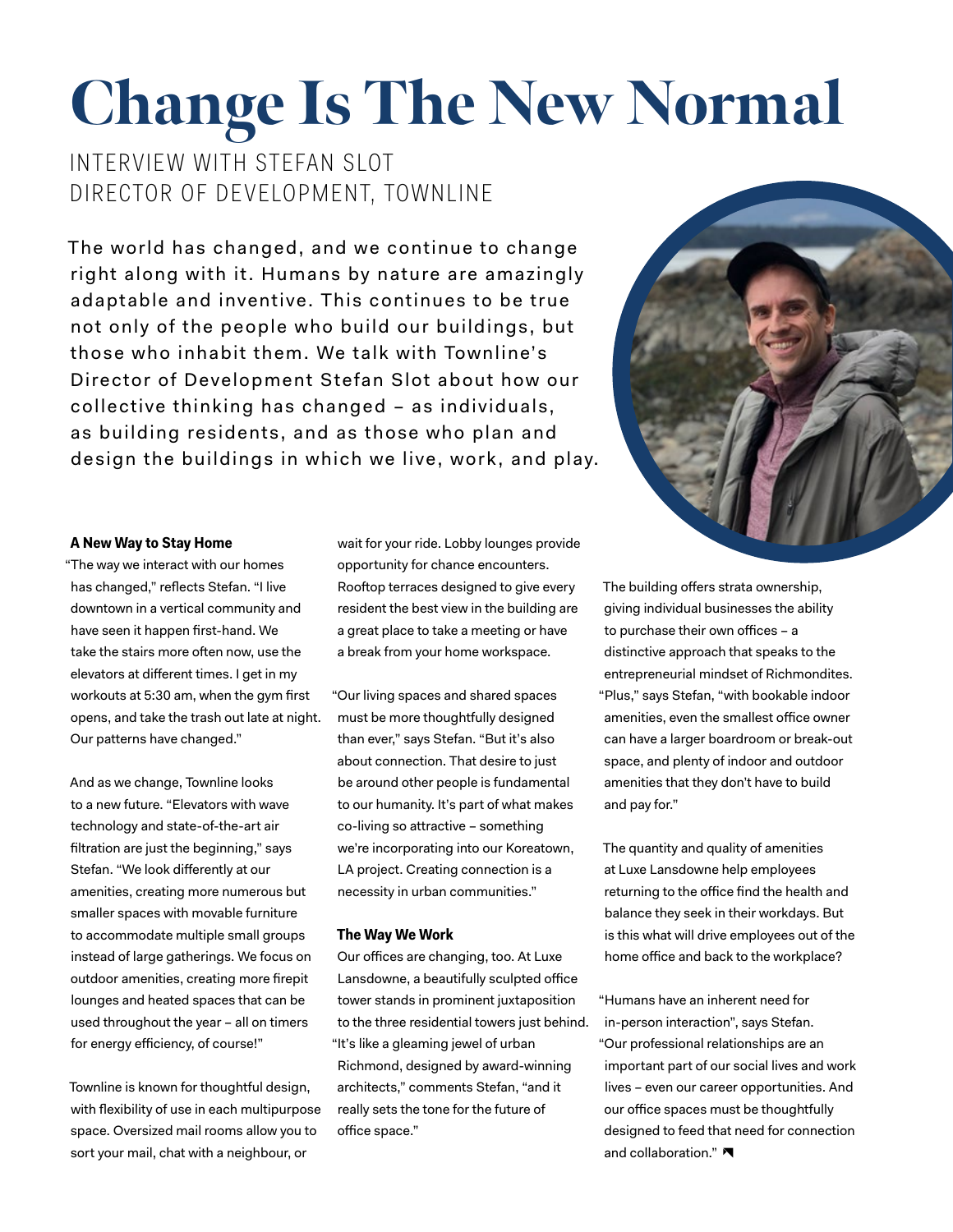# Change Is The New Normal

INTERVIEW WITH STEFAN SLOT
DIRECTOR OF DEVELOPMENT, TOWNLINE

The world has changed, and we continue to change right along with it. Humans by nature are amazingly adaptable and inventive. This continues to be true not only of the people who build our buildings, but those who inhabit them. We talk with Townline's Director of Development Stefan Slot about how our collective thinking has changed – as individuals, as building residents, and as those who plan and design the buildings in which we live, work, and play.

**A New Way to Stay Home**

"The way we interact with our homes has changed," reflects Stefan. "I live downtown in a vertical community and have seen it happen first-hand. We take the stairs more often now, use the elevators at different times. I get in my workouts at 5:30 am, when the gym first opens, and take the trash out late at night. Our patterns have changed."

And as we change, Townline looks to a new future. "Elevators with wave technology and state-of-the-art air filtration are just the beginning," says Stefan. "We look differently at our amenities, creating more numerous but smaller spaces with movable furniture to accommodate multiple small groups instead of large gatherings. We focus on outdoor amenities, creating more firepit lounges and heated spaces that can be used throughout the year – all on timers for energy efficiency, of course!"

Townline is known for thoughtful design, with flexibility of use in each multipurpose space. Oversized mail rooms allow you to sort your mail, chat with a neighbour, or wait for your ride. Lobby lounges provide opportunity for chance encounters. Rooftop terraces designed to give every resident the best view in the building are a great place to take a meeting or have a break from your home workspace.

"Our living spaces and shared spaces must be more thoughtfully designed than ever," says Stefan. "But it's also about connection. That desire to just be around other people is fundamental to our humanity. It's part of what makes co-living so attractive – something we're incorporating into our Koreatown, LA project. Creating connection is a necessity in urban communities."

**The Way We Work**

Our offices are changing, too. At Luxe Lansdowne, a beautifully sculpted office tower stands in prominent juxtaposition to the three residential towers just behind. "It's like a gleaming jewel of urban Richmond, designed by award-winning architects," comments Stefan, "and it really sets the tone for the future of office space."

The building offers strata ownership, giving individual businesses the ability to purchase their own offices – a distinctive approach that speaks to the entrepreneurial mindset of Richmondites. "Plus," says Stefan, "with bookable indoor amenities, even the smallest office owner can have a larger boardroom or break-out space, and plenty of indoor and outdoor amenities that they don't have to build and pay for."

The quantity and quality of amenities at Luxe Lansdowne help employees returning to the office find the health and balance they seek in their workdays. But is this what will drive employees out of the home office and back to the workplace?

"Humans have an inherent need for in-person interaction", says Stefan. "Our professional relationships are an important part of our social lives and work lives – even our career opportunities. And our office spaces must be thoughtfully designed to feed that need for connection and collaboration."